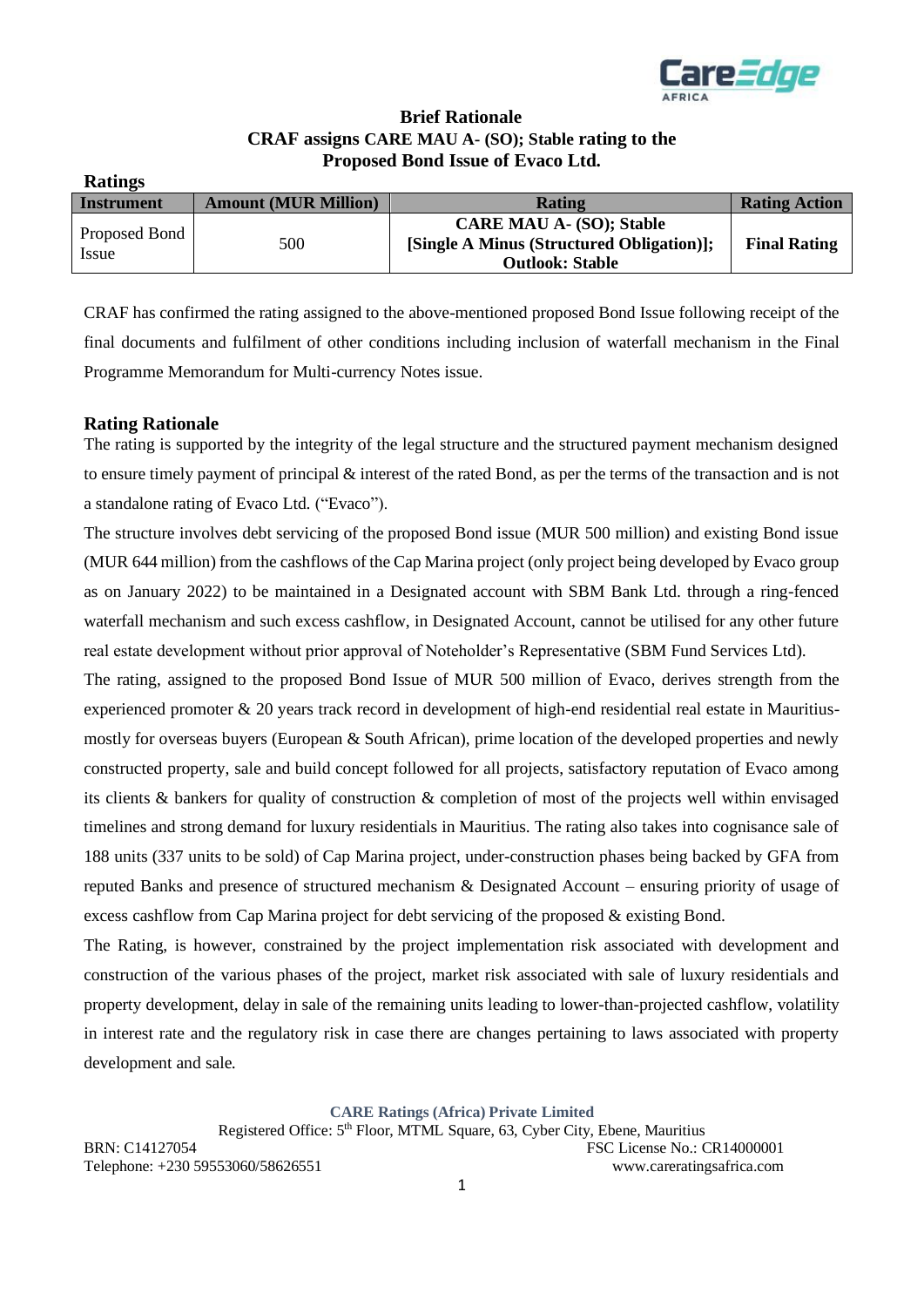**Brief Rationale**

**CRAF assigns CARE MAU A- (SO); Stable rating to the Proposed Bond Issue of Evaco Ltd.**

**Ratings**

| Instrument | Amount (MUR Million) | Rating | Rating Action |
|---|---|---|---|
| Proposed Bond Issue | 500 | **CARE MAU A- (SO); Stable [Single A Minus (Structured Obligation)]; Outlook: Stable** | **Final Rating** |

CRAF has confirmed the rating assigned to the above-mentioned proposed Bond Issue following receipt of the final documents and fulfilment of other conditions including inclusion of waterfall mechanism in the Final Programme Memorandum for Multi-currency Notes issue.

## Rating Rationale

The rating is supported by the integrity of the legal structure and the structured payment mechanism designed to ensure timely payment of principal & interest of the rated Bond, as per the terms of the transaction and is not a standalone rating of Evaco Ltd. ("Evaco").

The structure involves debt servicing of the proposed Bond issue (MUR 500 million) and existing Bond issue (MUR 644 million) from the cashflows of the Cap Marina project (only project being developed by Evaco group as on January 2022) to be maintained in a Designated account with SBM Bank Ltd. through a ring-fenced waterfall mechanism and such excess cashflow, in Designated Account, cannot be utilised for any other future real estate development without prior approval of Noteholder's Representative (SBM Fund Services Ltd).

The rating, assigned to the proposed Bond Issue of MUR 500 million of Evaco, derives strength from the experienced promoter & 20 years track record in development of high-end residential real estate in Mauritius- mostly for overseas buyers (European & South African), prime location of the developed properties and newly constructed property, sale and build concept followed for all projects, satisfactory reputation of Evaco among its clients & bankers for quality of construction & completion of most of the projects well within envisaged timelines and strong demand for luxury residentials in Mauritius. The rating also takes into cognisance sale of 188 units (337 units to be sold) of Cap Marina project, under-construction phases being backed by GFA from reputed Banks and presence of structured mechanism & Designated Account – ensuring priority of usage of excess cashflow from Cap Marina project for debt servicing of the proposed & existing Bond.

The Rating, is however, constrained by the project implementation risk associated with development and construction of the various phases of the project, market risk associated with sale of luxury residentials and property development, delay in sale of the remaining units leading to lower-than-projected cashflow, volatility in interest rate and the regulatory risk in case there are changes pertaining to laws associated with property development and sale.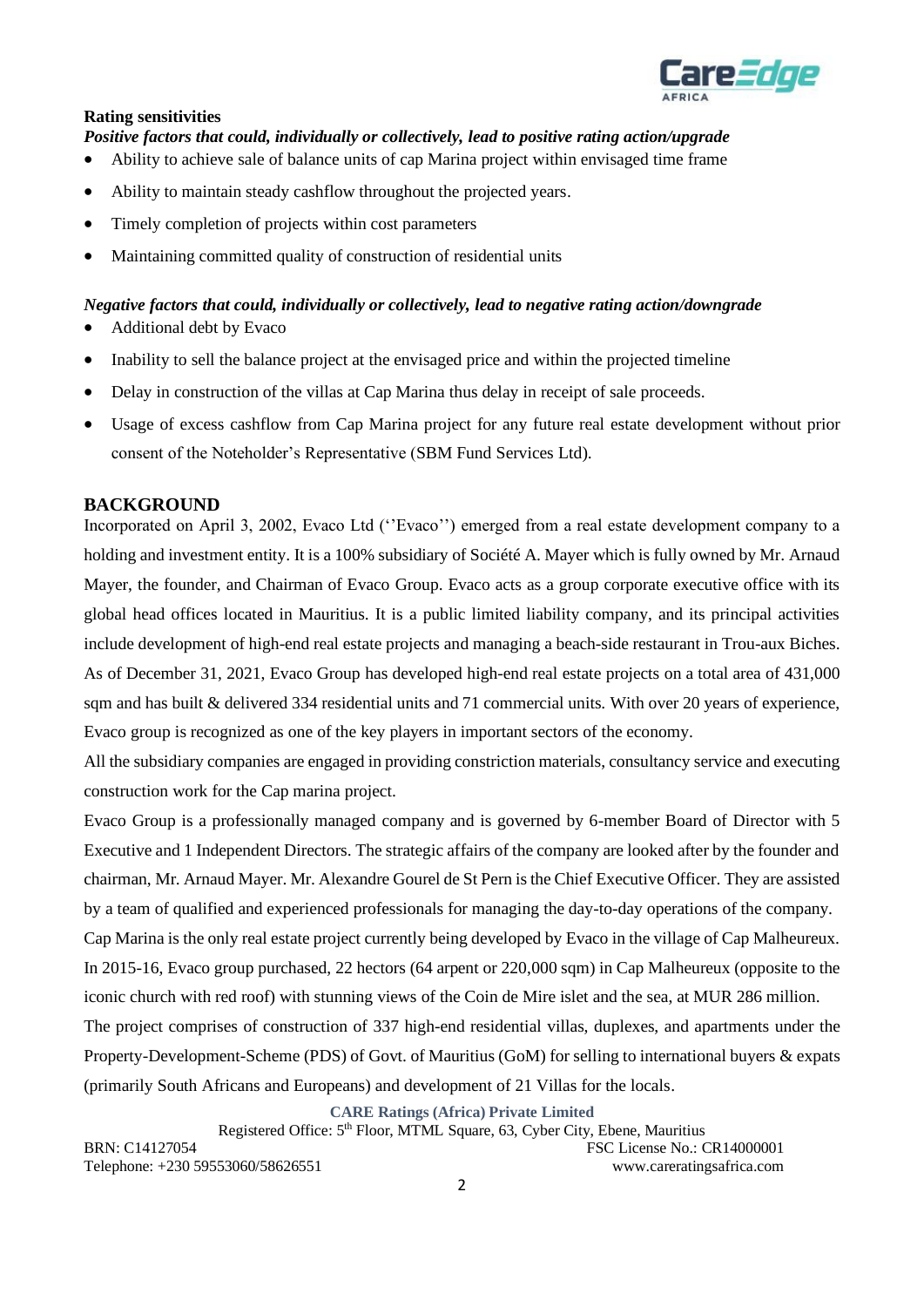**Rating sensitivities**

***Positive factors that could, individually or collectively, lead to positive rating action/upgrade***

- Ability to achieve sale of balance units of cap Marina project within envisaged time frame
- Ability to maintain steady cashflow throughout the projected years.
- Timely completion of projects within cost parameters
- Maintaining committed quality of construction of residential units

***Negative factors that could, individually or collectively, lead to negative rating action/downgrade***

- Additional debt by Evaco
- Inability to sell the balance project at the envisaged price and within the projected timeline
- Delay in construction of the villas at Cap Marina thus delay in receipt of sale proceeds.
- Usage of excess cashflow from Cap Marina project for any future real estate development without prior consent of the Noteholder's Representative (SBM Fund Services Ltd).

## BACKGROUND

Incorporated on April 3, 2002, Evaco Ltd (''Evaco'') emerged from a real estate development company to a holding and investment entity. It is a 100% subsidiary of Société A. Mayer which is fully owned by Mr. Arnaud Mayer, the founder, and Chairman of Evaco Group. Evaco acts as a group corporate executive office with its global head offices located in Mauritius. It is a public limited liability company, and its principal activities include development of high-end real estate projects and managing a beach-side restaurant in Trou-aux Biches. As of December 31, 2021, Evaco Group has developed high-end real estate projects on a total area of 431,000 sqm and has built & delivered 334 residential units and 71 commercial units. With over 20 years of experience, Evaco group is recognized as one of the key players in important sectors of the economy.

All the subsidiary companies are engaged in providing constriction materials, consultancy service and executing construction work for the Cap marina project.

Evaco Group is a professionally managed company and is governed by 6-member Board of Director with 5 Executive and 1 Independent Directors. The strategic affairs of the company are looked after by the founder and chairman, Mr. Arnaud Mayer. Mr. Alexandre Gourel de St Pern is the Chief Executive Officer. They are assisted by a team of qualified and experienced professionals for managing the day-to-day operations of the company.

Cap Marina is the only real estate project currently being developed by Evaco in the village of Cap Malheureux. In 2015-16, Evaco group purchased, 22 hectors (64 arpent or 220,000 sqm) in Cap Malheureux (opposite to the iconic church with red roof) with stunning views of the Coin de Mire islet and the sea, at MUR 286 million.

The project comprises of construction of 337 high-end residential villas, duplexes, and apartments under the Property-Development-Scheme (PDS) of Govt. of Mauritius (GoM) for selling to international buyers & expats (primarily South Africans and Europeans) and development of 21 Villas for the locals.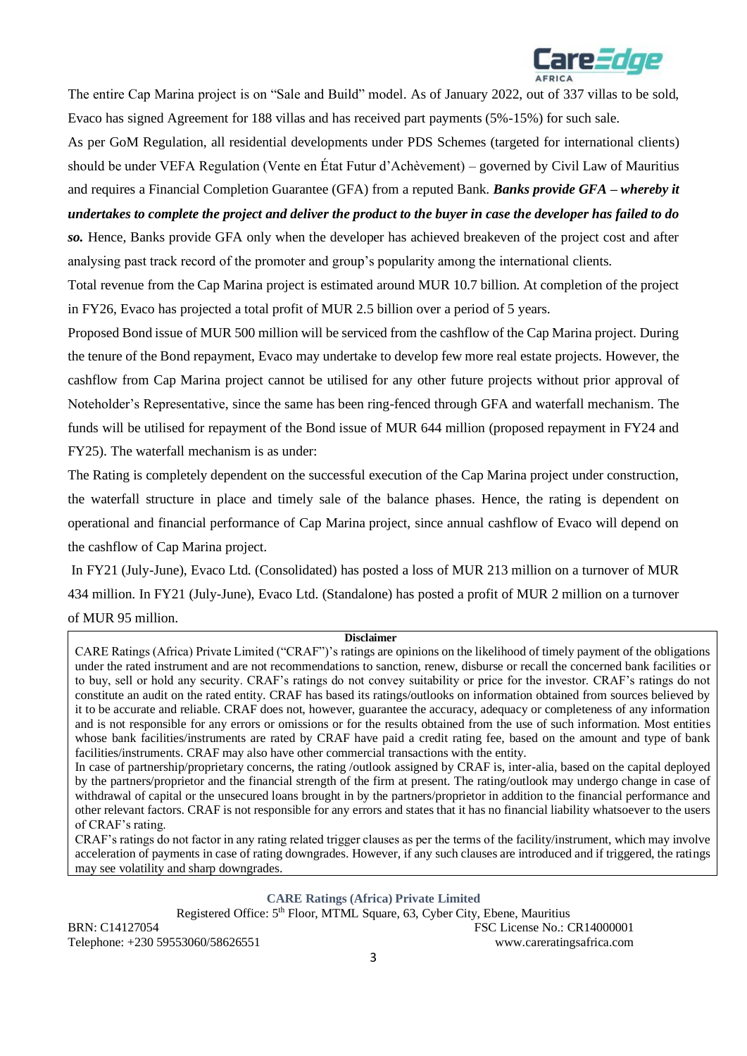The entire Cap Marina project is on "Sale and Build" model. As of January 2022, out of 337 villas to be sold, Evaco has signed Agreement for 188 villas and has received part payments (5%-15%) for such sale.

As per GoM Regulation, all residential developments under PDS Schemes (targeted for international clients) should be under VEFA Regulation (Vente en État Futur d'Achèvement) – governed by Civil Law of Mauritius and requires a Financial Completion Guarantee (GFA) from a reputed Bank. ***Banks provide GFA – whereby it undertakes to complete the project and deliver the product to the buyer in case the developer has failed to do so.*** Hence, Banks provide GFA only when the developer has achieved breakeven of the project cost and after analysing past track record of the promoter and group's popularity among the international clients.

Total revenue from the Cap Marina project is estimated around MUR 10.7 billion. At completion of the project in FY26, Evaco has projected a total profit of MUR 2.5 billion over a period of 5 years.

Proposed Bond issue of MUR 500 million will be serviced from the cashflow of the Cap Marina project. During the tenure of the Bond repayment, Evaco may undertake to develop few more real estate projects. However, the cashflow from Cap Marina project cannot be utilised for any other future projects without prior approval of Noteholder's Representative, since the same has been ring-fenced through GFA and waterfall mechanism. The funds will be utilised for repayment of the Bond issue of MUR 644 million (proposed repayment in FY24 and FY25). The waterfall mechanism is as under:

The Rating is completely dependent on the successful execution of the Cap Marina project under construction, the waterfall structure in place and timely sale of the balance phases. Hence, the rating is dependent on operational and financial performance of Cap Marina project, since annual cashflow of Evaco will depend on the cashflow of Cap Marina project.

In FY21 (July-June), Evaco Ltd. (Consolidated) has posted a loss of MUR 213 million on a turnover of MUR 434 million. In FY21 (July-June), Evaco Ltd. (Standalone) has posted a profit of MUR 2 million on a turnover of MUR 95 million.

**Disclaimer**

CARE Ratings (Africa) Private Limited ("CRAF")'s ratings are opinions on the likelihood of timely payment of the obligations under the rated instrument and are not recommendations to sanction, renew, disburse or recall the concerned bank facilities or to buy, sell or hold any security. CRAF's ratings do not convey suitability or price for the investor. CRAF's ratings do not constitute an audit on the rated entity. CRAF has based its ratings/outlooks on information obtained from sources believed by it to be accurate and reliable. CRAF does not, however, guarantee the accuracy, adequacy or completeness of any information and is not responsible for any errors or omissions or for the results obtained from the use of such information. Most entities whose bank facilities/instruments are rated by CRAF have paid a credit rating fee, based on the amount and type of bank facilities/instruments. CRAF may also have other commercial transactions with the entity.

In case of partnership/proprietary concerns, the rating /outlook assigned by CRAF is, inter-alia, based on the capital deployed by the partners/proprietor and the financial strength of the firm at present. The rating/outlook may undergo change in case of withdrawal of capital or the unsecured loans brought in by the partners/proprietor in addition to the financial performance and other relevant factors. CRAF is not responsible for any errors and states that it has no financial liability whatsoever to the users of CRAF's rating.

CRAF's ratings do not factor in any rating related trigger clauses as per the terms of the facility/instrument, which may involve acceleration of payments in case of rating downgrades. However, if any such clauses are introduced and if triggered, the ratings may see volatility and sharp downgrades.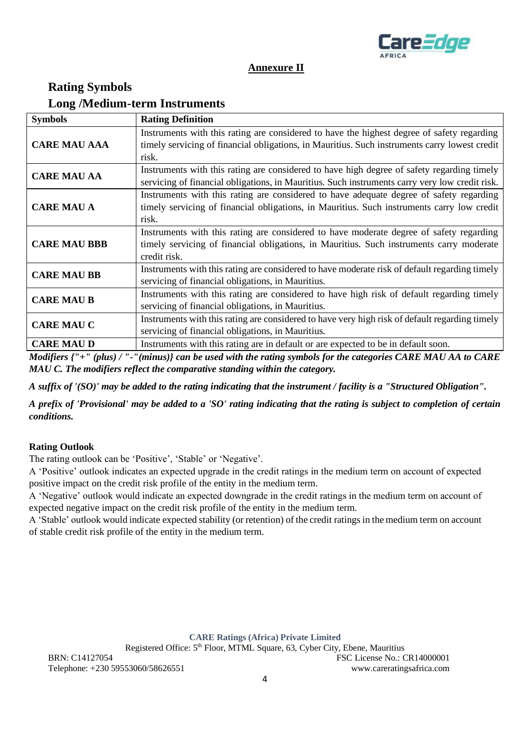**Annexure II**

## Rating Symbols

## Long /Medium-term Instruments

| Symbols | Rating Definition |
|---|---|
| **CARE MAU AAA** | Instruments with this rating are considered to have the highest degree of safety regarding timely servicing of financial obligations, in Mauritius. Such instruments carry lowest credit risk. |
| **CARE MAU AA** | Instruments with this rating are considered to have high degree of safety regarding timely servicing of financial obligations, in Mauritius. Such instruments carry very low credit risk. |
| **CARE MAU A** | Instruments with this rating are considered to have adequate degree of safety regarding timely servicing of financial obligations, in Mauritius. Such instruments carry low credit risk. |
| **CARE MAU BBB** | Instruments with this rating are considered to have moderate degree of safety regarding timely servicing of financial obligations, in Mauritius. Such instruments carry moderate credit risk. |
| **CARE MAU BB** | Instruments with this rating are considered to have moderate risk of default regarding timely servicing of financial obligations, in Mauritius. |
| **CARE MAU B** | Instruments with this rating are considered to have high risk of default regarding timely servicing of financial obligations, in Mauritius. |
| **CARE MAU C** | Instruments with this rating are considered to have very high risk of default regarding timely servicing of financial obligations, in Mauritius. |
| **CARE MAU D** | Instruments with this rating are in default or are expected to be in default soon. |

***Modifiers {"+" (plus) / "-"(minus)} can be used with the rating symbols for the categories CARE MAU AA to CARE MAU C. The modifiers reflect the comparative standing within the category.***

***A suffix of '(SO)' may be added to the rating indicating that the instrument / facility is a "Structured Obligation".***

***A prefix of 'Provisional' may be added to a 'SO' rating indicating that the rating is subject to completion of certain conditions.***

**Rating Outlook**

The rating outlook can be 'Positive', 'Stable' or 'Negative'.

A 'Positive' outlook indicates an expected upgrade in the credit ratings in the medium term on account of expected positive impact on the credit risk profile of the entity in the medium term.

A 'Negative' outlook would indicate an expected downgrade in the credit ratings in the medium term on account of expected negative impact on the credit risk profile of the entity in the medium term.

A 'Stable' outlook would indicate expected stability (or retention) of the credit ratings in the medium term on account of stable credit risk profile of the entity in the medium term.